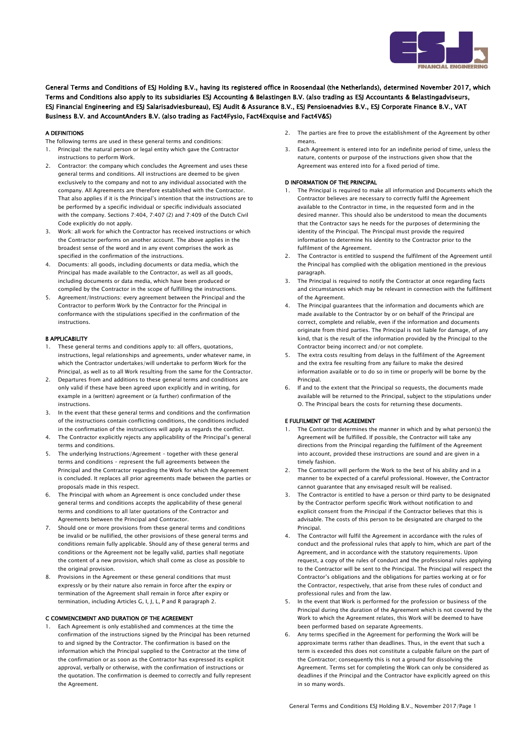**General Terms and Conditions of ESJ Holding B.V., having its registered office in Roosendaal (the Netherlands), determined November 2017, which Terms and Conditions also apply to its subsidiaries ESJ Accounting & Belastingen B.V. (also trading as ESJ Accountants & Belastingadviseurs, ESJ Financial Engineering and ESJ Salarisadviesbureau), ESJ Audit & Assurance B.V., ESJ Pensioenadvies B.V., ESJ Corporate Finance B.V., VAT Business B.V. and AccountAnders B.V. (also trading as Fact4Fysio, Fact4Exquise and Fact4V&S)**

## A DEFINITIONS

The following terms are used in these general terms and conditions:

1. Principal: the natural person or legal entity which gave the Contractor instructions to perform Work.
2. Contractor: the company which concludes the Agreement and uses these general terms and conditions. All instructions are deemed to be given exclusively to the company and not to any individual associated with the company. All Agreements are therefore established with the Contractor. That also applies if it is the Principal's intention that the instructions are to be performed by a specific individual or specific individuals associated with the company. Sections 7:404, 7:407 (2) and 7:409 of the Dutch Civil Code explicitly do not apply.
3. Work: all work for which the Contractor has received instructions or which the Contractor performs on another account. The above applies in the broadest sense of the word and in any event comprises the work as specified in the confirmation of the instructions.
4. Documents: all goods, including documents or data media, which the Principal has made available to the Contractor, as well as all goods, including documents or data media, which have been produced or compiled by the Contractor in the scope of fulfilling the instructions.
5. Agreement/Instructions: every agreement between the Principal and the Contractor to perform Work by the Contractor for the Principal in conformance with the stipulations specified in the confirmation of the instructions.

## B APPLICABILITY

1. These general terms and conditions apply to: all offers, quotations, instructions, legal relationships and agreements, under whatever name, in which the Contractor undertakes/will undertake to perform Work for the Principal, as well as to all Work resulting from the same for the Contractor.
2. Departures from and additions to these general terms and conditions are only valid if these have been agreed upon explicitly and in writing, for example in a (written) agreement or (a further) confirmation of the instructions.
3. In the event that these general terms and conditions and the confirmation of the instructions contain conflicting conditions, the conditions included in the confirmation of the instructions will apply as regards the conflict.
4. The Contractor explicitly rejects any applicability of the Principal's general terms and conditions.
5. The underlying Instructions/Agreement – together with these general terms and conditions – represent the full agreements between the Principal and the Contractor regarding the Work for which the Agreement is concluded. It replaces all prior agreements made between the parties or proposals made in this respect.
6. The Principal with whom an Agreement is once concluded under these general terms and conditions accepts the applicability of these general terms and conditions to all later quotations of the Contractor and Agreements between the Principal and Contractor.
7. Should one or more provisions from these general terms and conditions be invalid or be nullified, the other provisions of these general terms and conditions remain fully applicable. Should any of these general terms and conditions or the Agreement not be legally valid, parties shall negotiate the content of a new provision, which shall come as close as possible to the original provision.
8. Provisions in the Agreement or these general conditions that must expressly or by their nature also remain in force after the expiry or termination of the Agreement shall remain in force after expiry or termination, including Articles G, I, J, L, P and R paragraph 2.

## C COMMENCEMENT AND DURATION OF THE AGREEMENT

1. Each Agreement is only established and commences at the time the confirmation of the instructions signed by the Principal has been returned to and signed by the Contractor. The confirmation is based on the information which the Principal supplied to the Contractor at the time of the confirmation or as soon as the Contractor has expressed its explicit approval, verbally or otherwise, with the confirmation of instructions or the quotation. The confirmation is deemed to correctly and fully represent the Agreement.
2. The parties are free to prove the establishment of the Agreement by other means.
3. Each Agreement is entered into for an indefinite period of time, unless the nature, contents or purpose of the instructions given show that the Agreement was entered into for a fixed period of time.

## D INFORMATION OF THE PRINCIPAL

1. The Principal is required to make all information and Documents which the Contractor believes are necessary to correctly fulfil the Agreement available to the Contractor in time, in the requested form and in the desired manner. This should also be understood to mean the documents that the Contractor says he needs for the purposes of determining the identity of the Principal. The Principal must provide the required information to determine his identity to the Contractor prior to the fulfilment of the Agreement.
2. The Contractor is entitled to suspend the fulfilment of the Agreement until the Principal has complied with the obligation mentioned in the previous paragraph.
3. The Principal is required to notify the Contractor at once regarding facts and circumstances which may be relevant in connection with the fulfilment of the Agreement.
4. The Principal guarantees that the information and documents which are made available to the Contractor by or on behalf of the Principal are correct, complete and reliable, even if the information and documents originate from third parties. The Principal is not liable for damage, of any kind, that is the result of the information provided by the Principal to the Contractor being incorrect and/or not complete.
5. The extra costs resulting from delays in the fulfilment of the Agreement and the extra fee resulting from any failure to make the desired information available or to do so in time or properly will be borne by the Principal.
6. If and to the extent that the Principal so requests, the documents made available will be returned to the Principal, subject to the stipulations under O. The Principal bears the costs for returning these documents.

## E FULFILMENT OF THE AGREEMENT

1. The Contractor determines the manner in which and by what person(s) the Agreement will be fulfilled. If possible, the Contractor will take any directions from the Principal regarding the fulfilment of the Agreement into account, provided these instructions are sound and are given in a timely fashion.
2. The Contractor will perform the Work to the best of his ability and in a manner to be expected of a careful professional. However, the Contractor cannot guarantee that any envisaged result will be realised.
3. The Contractor is entitled to have a person or third party to be designated by the Contractor perform specific Work without notification to and explicit consent from the Principal if the Contractor believes that this is advisable. The costs of this person to be designated are charged to the Principal.
4. The Contractor will fulfil the Agreement in accordance with the rules of conduct and the professional rules that apply to him, which are part of the Agreement, and in accordance with the statutory requirements. Upon request, a copy of the rules of conduct and the professional rules applying to the Contractor will be sent to the Principal. The Principal will respect the Contractor's obligations and the obligations for parties working at or for the Contractor, respectively, that arise from these rules of conduct and professional rules and from the law.
5. In the event that Work is performed for the profession or business of the Principal during the duration of the Agreement which is not covered by the Work to which the Agreement relates, this Work will be deemed to have been performed based on separate Agreements.
6. Any terms specified in the Agreement for performing the Work will be approximate terms rather than deadlines. Thus, in the event that such a term is exceeded this does not constitute a culpable failure on the part of the Contractor; consequently this is not a ground for dissolving the Agreement. Terms set for completing the Work can only be considered as deadlines if the Principal and the Contractor have explicitly agreed on this in so many words.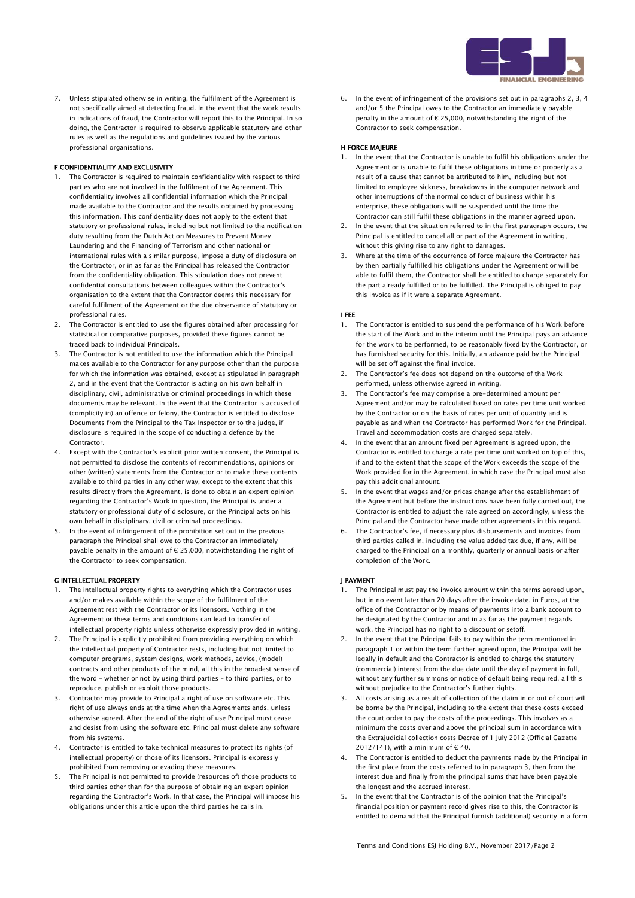7. Unless stipulated otherwise in writing, the fulfilment of the Agreement is not specifically aimed at detecting fraud. In the event that the work results in indications of fraud, the Contractor will report this to the Principal. In so doing, the Contractor is required to observe applicable statutory and other rules as well as the regulations and guidelines issued by the various professional organisations.

## F CONFIDENTIALITY AND EXCLUSIVITY

1. The Contractor is required to maintain confidentiality with respect to third parties who are not involved in the fulfilment of the Agreement. This confidentiality involves all confidential information which the Principal made available to the Contractor and the results obtained by processing this information. This confidentiality does not apply to the extent that statutory or professional rules, including but not limited to the notification duty resulting from the Dutch Act on Measures to Prevent Money Laundering and the Financing of Terrorism and other national or international rules with a similar purpose, impose a duty of disclosure on the Contractor, or in as far as the Principal has released the Contractor from the confidentiality obligation. This stipulation does not prevent confidential consultations between colleagues within the Contractor's organisation to the extent that the Contractor deems this necessary for careful fulfilment of the Agreement or the due observance of statutory or professional rules.
2. The Contractor is entitled to use the figures obtained after processing for statistical or comparative purposes, provided these figures cannot be traced back to individual Principals.
3. The Contractor is not entitled to use the information which the Principal makes available to the Contractor for any purpose other than the purpose for which the information was obtained, except as stipulated in paragraph 2, and in the event that the Contractor is acting on his own behalf in disciplinary, civil, administrative or criminal proceedings in which these documents may be relevant. In the event that the Contractor is accused of (complicity in) an offence or felony, the Contractor is entitled to disclose Documents from the Principal to the Tax Inspector or to the judge, if disclosure is required in the scope of conducting a defence by the Contractor.
4. Except with the Contractor's explicit prior written consent, the Principal is not permitted to disclose the contents of recommendations, opinions or other (written) statements from the Contractor or to make these contents available to third parties in any other way, except to the extent that this results directly from the Agreement, is done to obtain an expert opinion regarding the Contractor's Work in question, the Principal is under a statutory or professional duty of disclosure, or the Principal acts on his own behalf in disciplinary, civil or criminal proceedings.
5. In the event of infringement of the prohibition set out in the previous paragraph the Principal shall owe to the Contractor an immediately payable penalty in the amount of € 25,000, notwithstanding the right of the Contractor to seek compensation.

## G INTELLECTUAL PROPERTY

1. The intellectual property rights to everything which the Contractor uses and/or makes available within the scope of the fulfilment of the Agreement rest with the Contractor or its licensors. Nothing in the Agreement or these terms and conditions can lead to transfer of intellectual property rights unless otherwise expressly provided in writing.
2. The Principal is explicitly prohibited from providing everything on which the intellectual property of Contractor rests, including but not limited to computer programs, system designs, work methods, advice, (model) contracts and other products of the mind, all this in the broadest sense of the word – whether or not by using third parties – to third parties, or to reproduce, publish or exploit those products.
3. Contractor may provide to Principal a right of use on software etc. This right of use always ends at the time when the Agreements ends, unless otherwise agreed. After the end of the right of use Principal must cease and desist from using the software etc. Principal must delete any software from his systems.
4. Contractor is entitled to take technical measures to protect its rights (of intellectual property) or those of its licensors. Principal is expressly prohibited from removing or evading these measures.
5. The Principal is not permitted to provide (resources of) those products to third parties other than for the purpose of obtaining an expert opinion regarding the Contractor's Work. In that case, the Principal will impose his obligations under this article upon the third parties he calls in.
6. In the event of infringement of the provisions set out in paragraphs 2, 3, 4 and/or 5 the Principal owes to the Contractor an immediately payable penalty in the amount of € 25,000, notwithstanding the right of the Contractor to seek compensation.

## H FORCE MAJEURE

1. In the event that the Contractor is unable to fulfil his obligations under the Agreement or is unable to fulfil these obligations in time or properly as a result of a cause that cannot be attributed to him, including but not limited to employee sickness, breakdowns in the computer network and other interruptions of the normal conduct of business within his enterprise, these obligations will be suspended until the time the Contractor can still fulfil these obligations in the manner agreed upon.
2. In the event that the situation referred to in the first paragraph occurs, the Principal is entitled to cancel all or part of the Agreement in writing, without this giving rise to any right to damages.
3. Where at the time of the occurrence of force majeure the Contractor has by then partially fulfilled his obligations under the Agreement or will be able to fulfil them, the Contractor shall be entitled to charge separately for the part already fulfilled or to be fulfilled. The Principal is obliged to pay this invoice as if it were a separate Agreement.

## I FEE

1. The Contractor is entitled to suspend the performance of his Work before the start of the Work and in the interim until the Principal pays an advance for the work to be performed, to be reasonably fixed by the Contractor, or has furnished security for this. Initially, an advance paid by the Principal will be set off against the final invoice.
2. The Contractor's fee does not depend on the outcome of the Work performed, unless otherwise agreed in writing.
3. The Contractor's fee may comprise a pre-determined amount per Agreement and/or may be calculated based on rates per time unit worked by the Contractor or on the basis of rates per unit of quantity and is payable as and when the Contractor has performed Work for the Principal. Travel and accommodation costs are charged separately.
4. In the event that an amount fixed per Agreement is agreed upon, the Contractor is entitled to charge a rate per time unit worked on top of this, if and to the extent that the scope of the Work exceeds the scope of the Work provided for in the Agreement, in which case the Principal must also pay this additional amount.
5. In the event that wages and/or prices change after the establishment of the Agreement but before the instructions have been fully carried out, the Contractor is entitled to adjust the rate agreed on accordingly, unless the Principal and the Contractor have made other agreements in this regard.
6. The Contractor's fee, if necessary plus disbursements and invoices from third parties called in, including the value added tax due, if any, will be charged to the Principal on a monthly, quarterly or annual basis or after completion of the Work.

## J PAYMENT

1. The Principal must pay the invoice amount within the terms agreed upon, but in no event later than 20 days after the invoice date, in Euros, at the office of the Contractor or by means of payments into a bank account to be designated by the Contractor and in as far as the payment regards work, the Principal has no right to a discount or setoff.
2. In the event that the Principal fails to pay within the term mentioned in paragraph 1 or within the term further agreed upon, the Principal will be legally in default and the Contractor is entitled to charge the statutory (commercial) interest from the due date until the day of payment in full, without any further summons or notice of default being required, all this without prejudice to the Contractor's further rights.
3. All costs arising as a result of collection of the claim in or out of court will be borne by the Principal, including to the extent that these costs exceed the court order to pay the costs of the proceedings. This involves as a minimum the costs over and above the principal sum in accordance with the Extrajudicial collection costs Decree of 1 July 2012 (Official Gazette 2012/141), with a minimum of € 40.
4. The Contractor is entitled to deduct the payments made by the Principal in the first place from the costs referred to in paragraph 3, then from the interest due and finally from the principal sums that have been payable the longest and the accrued interest.
5. In the event that the Contractor is of the opinion that the Principal's financial position or payment record gives rise to this, the Contractor is entitled to demand that the Principal furnish (additional) security in a form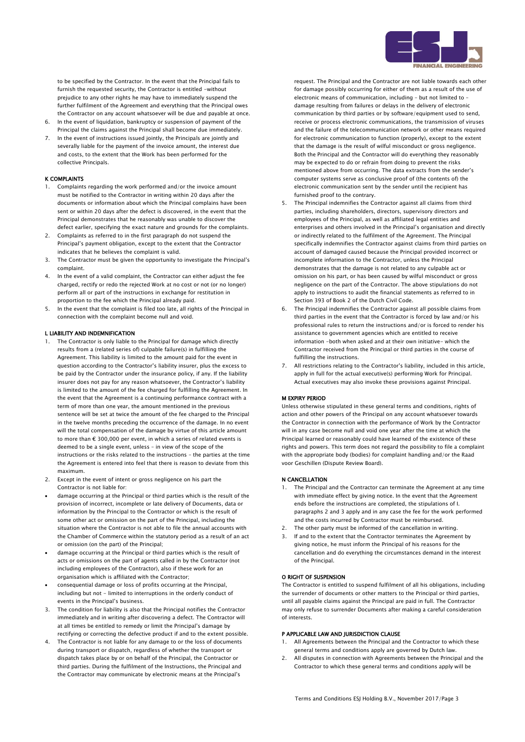to be specified by the Contractor. In the event that the Principal fails to furnish the requested security, the Contractor is entitled -without prejudice to any other rights he may have to immediately suspend the further fulfilment of the Agreement and everything that the Principal owes the Contractor on any account whatsoever will be due and payable at once.

6. In the event of liquidation, bankruptcy or suspension of payment of the Principal the claims against the Principal shall become due immediately.
7. In the event of instructions issued jointly, the Principals are jointly and severally liable for the payment of the invoice amount, the interest due and costs, to the extent that the Work has been performed for the collective Principals.

### K COMPLAINTS

1. Complaints regarding the work performed and/or the invoice amount must be notified to the Contractor in writing within 20 days after the documents or information about which the Principal complains have been sent or within 20 days after the defect is discovered, in the event that the Principal demonstrates that he reasonably was unable to discover the defect earlier, specifying the exact nature and grounds for the complaints.
2. Complaints as referred to in the first paragraph do not suspend the Principal's payment obligation, except to the extent that the Contractor indicates that he believes the complaint is valid.
3. The Contractor must be given the opportunity to investigate the Principal's complaint.
4. In the event of a valid complaint, the Contractor can either adjust the fee charged, rectify or redo the rejected Work at no cost or not (or no longer) perform all or part of the instructions in exchange for restitution in proportion to the fee which the Principal already paid.
5. In the event that the complaint is filed too late, all rights of the Principal in connection with the complaint become null and void.

### L LIABILITY AND INDEMNIFICATION

1. The Contractor is only liable to the Principal for damage which directly results from a (related series of) culpable failure(s) in fulfilling the Agreement. This liability is limited to the amount paid for the event in question according to the Contractor's liability insurer, plus the excess to be paid by the Contractor under the insurance policy, if any. If the liability insurer does not pay for any reason whatsoever, the Contractor's liability is limited to the amount of the fee charged for fulfilling the Agreement. In the event that the Agreement is a continuing performance contract with a term of more than one year, the amount mentioned in the previous sentence will be set at twice the amount of the fee charged to the Principal in the twelve months preceding the occurrence of the damage. In no event will the total compensation of the damage by virtue of this article amount to more than € 300,000 per event, in which a series of related events is deemed to be a single event, unless – in view of the scope of the instructions or the risks related to the instructions – the parties at the time the Agreement is entered into feel that there is reason to deviate from this maximum.
2. Except in the event of intent or gross negligence on his part the Contractor is not liable for:
   - damage occurring at the Principal or third parties which is the result of the provision of incorrect, incomplete or late delivery of Documents, data or information by the Principal to the Contractor or which is the result of some other act or omission on the part of the Principal, including the situation where the Contractor is not able to file the annual accounts with the Chamber of Commerce within the statutory period as a result of an act or omission (on the part) of the Principal;
   - damage occurring at the Principal or third parties which is the result of acts or omissions on the part of agents called in by the Contractor (not including employees of the Contractor), also if these work for an organisation which is affiliated with the Contractor;
   - consequential damage or loss of profits occurring at the Principal, including but not – limited to interruptions in the orderly conduct of events in the Principal's business.
3. The condition for liability is also that the Principal notifies the Contractor immediately and in writing after discovering a defect. The Contractor will at all times be entitled to remedy or limit the Principal's damage by rectifying or correcting the defective product if and to the extent possible.
4. The Contractor is not liable for any damage to or the loss of documents during transport or dispatch, regardless of whether the transport or dispatch takes place by or on behalf of the Principal, the Contractor or third parties. During the fulfilment of the Instructions, the Principal and the Contractor may communicate by electronic means at the Principal's request. The Principal and the Contractor are not liable towards each other for damage possibly occurring for either of them as a result of the use of electronic means of communication, including – but not limited to – damage resulting from failures or delays in the delivery of electronic communication by third parties or by software/equipment used to send, receive or process electronic communications, the transmission of viruses and the failure of the telecommunication network or other means required for electronic communication to function (properly), except to the extent that the damage is the result of wilful misconduct or gross negligence. Both the Principal and the Contractor will do everything they reasonably may be expected to do or refrain from doing to prevent the risks mentioned above from occurring. The data extracts from the sender's computer systems serve as conclusive proof of (the contents of) the electronic communication sent by the sender until the recipient has furnished proof to the contrary.
5. The Principal indemnifies the Contractor against all claims from third parties, including shareholders, directors, supervisory directors and employees of the Principal, as well as affiliated legal entities and enterprises and others involved in the Principal's organisation and directly or indirectly related to the fulfilment of the Agreement. The Principal specifically indemnifies the Contractor against claims from third parties on account of damaged caused because the Principal provided incorrect or incomplete information to the Contractor, unless the Principal demonstrates that the damage is not related to any culpable act or omission on his part, or has been caused by wilful misconduct or gross negligence on the part of the Contractor. The above stipulations do not apply to instructions to audit the financial statements as referred to in Section 393 of Book 2 of the Dutch Civil Code.
6. The Principal indemnifies the Contractor against all possible claims from third parties in the event that the Contractor is forced by law and/or his professional rules to return the instructions and/or is forced to render his assistance to government agencies which are entitled to receive information -both when asked and at their own initiative- which the Contractor received from the Principal or third parties in the course of fulfilling the instructions.
7. All restrictions relating to the Contractor's liability, included in this article, apply in full for the actual executive(s) performing Work for Principal. Actual executives may also invoke these provisions against Principal.

### M EXPIRY PERIOD

Unless otherwise stipulated in these general terms and conditions, rights of action and other powers of the Principal on any account whatsoever towards the Contractor in connection with the performance of Work by the Contractor will in any case become null and void one year after the time at which the Principal learned or reasonably could have learned of the existence of these rights and powers. This term does not regard the possibility to file a complaint with the appropriate body (bodies) for complaint handling and/or the Raad voor Geschillen (Dispute Review Board).

### N CANCELLATION

1. The Principal and the Contractor can terminate the Agreement at any time with immediate effect by giving notice. In the event that the Agreement ends before the instructions are completed, the stipulations of I. paragraphs 2 and 3 apply and in any case the fee for the work performed and the costs incurred by Contractor must be reimbursed.
2. The other party must be informed of the cancellation in writing.
3. If and to the extent that the Contractor terminates the Agreement by giving notice, he must inform the Principal of his reasons for the cancellation and do everything the circumstances demand in the interest of the Principal.

### O RIGHT OF SUSPENSION

The Contractor is entitled to suspend fulfilment of all his obligations, including the surrender of documents or other matters to the Principal or third parties, until all payable claims against the Principal are paid in full. The Contractor may only refuse to surrender Documents after making a careful consideration of interests.

### P APPLICABLE LAW AND JURISDICTION CLAUSE

1. All Agreements between the Principal and the Contractor to which these general terms and conditions apply are governed by Dutch law.
2. All disputes in connection with Agreements between the Principal and the Contractor to which these general terms and conditions apply will be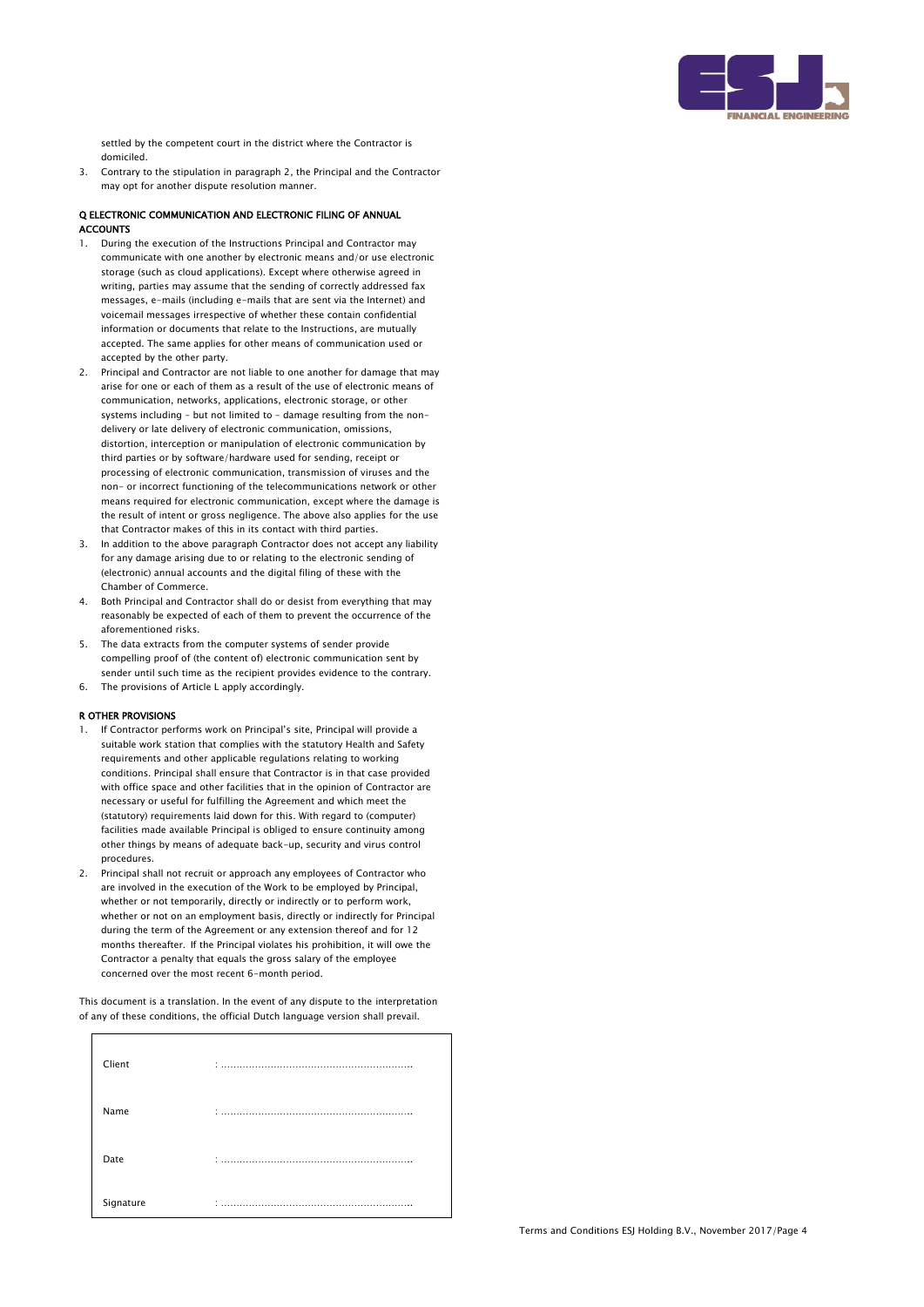settled by the competent court in the district where the Contractor is domiciled.

3. Contrary to the stipulation in paragraph 2, the Principal and the Contractor may opt for another dispute resolution manner.

**Q ELECTRONIC COMMUNICATION AND ELECTRONIC FILING OF ANNUAL ACCOUNTS**

1. During the execution of the Instructions Principal and Contractor may communicate with one another by electronic means and/or use electronic storage (such as cloud applications). Except where otherwise agreed in writing, parties may assume that the sending of correctly addressed fax messages, e-mails (including e-mails that are sent via the Internet) and voicemail messages irrespective of whether these contain confidential information or documents that relate to the Instructions, are mutually accepted. The same applies for other means of communication used or accepted by the other party.
2. Principal and Contractor are not liable to one another for damage that may arise for one or each of them as a result of the use of electronic means of communication, networks, applications, electronic storage, or other systems including – but not limited to – damage resulting from the non-delivery or late delivery of electronic communication, omissions, distortion, interception or manipulation of electronic communication by third parties or by software/hardware used for sending, receipt or processing of electronic communication, transmission of viruses and the non- or incorrect functioning of the telecommunications network or other means required for electronic communication, except where the damage is the result of intent or gross negligence. The above also applies for the use that Contractor makes of this in its contact with third parties.
3. In addition to the above paragraph Contractor does not accept any liability for any damage arising due to or relating to the electronic sending of (electronic) annual accounts and the digital filing of these with the Chamber of Commerce.
4. Both Principal and Contractor shall do or desist from everything that may reasonably be expected of each of them to prevent the occurrence of the aforementioned risks.
5. The data extracts from the computer systems of sender provide compelling proof of (the content of) electronic communication sent by sender until such time as the recipient provides evidence to the contrary.
6. The provisions of Article L apply accordingly.

**R OTHER PROVISIONS**

1. If Contractor performs work on Principal's site, Principal will provide a suitable work station that complies with the statutory Health and Safety requirements and other applicable regulations relating to working conditions. Principal shall ensure that Contractor is in that case provided with office space and other facilities that in the opinion of Contractor are necessary or useful for fulfilling the Agreement and which meet the (statutory) requirements laid down for this. With regard to (computer) facilities made available Principal is obliged to ensure continuity among other things by means of adequate back-up, security and virus control procedures.
2. Principal shall not recruit or approach any employees of Contractor who are involved in the execution of the Work to be employed by Principal, whether or not temporarily, directly or indirectly or to perform work, whether or not on an employment basis, directly or indirectly for Principal during the term of the Agreement or any extension thereof and for 12 months thereafter. If the Principal violates his prohibition, it will owe the Contractor a penalty that equals the gross salary of the employee concerned over the most recent 6-month period.

This document is a translation. In the event of any dispute to the interpretation of any of these conditions, the official Dutch language version shall prevail.

| | |
|---|---|
| Client | : ............................................................ |
| Name | : ............................................................ |
| Date | : ............................................................ |
| Signature | : ............................................................ |